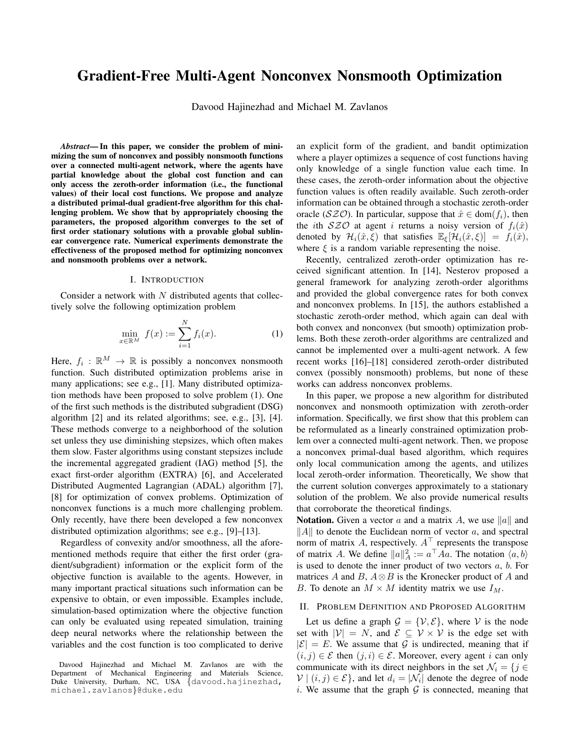# Gradient-Free Multi-Agent Nonconvex Nonsmooth Optimization

Davood Hajinezhad and Michael M. Zavlanos

***Abstract*— In this paper, we consider the problem of minimizing the sum of nonconvex and possibly nonsmooth functions over a connected multi-agent network, where the agents have partial knowledge about the global cost function and can only access the zeroth-order information (i.e., the functional values) of their local cost functions. We propose and analyze a distributed primal-dual gradient-free algorithm for this challenging problem. We show that by appropriately choosing the parameters, the proposed algorithm converges to the set of first order stationary solutions with a provable global sublinear convergence rate. Numerical experiments demonstrate the effectiveness of the proposed method for optimizing nonconvex and nonsmooth problems over a network.**

## I. Introduction

Consider a network with $N$ distributed agents that collectively solve the following optimization problem

$$\min_{x \in \mathbb{R}^M} \; f(x) := \sum_{i=1}^{N} f_i(x). \tag{1}$$

Here, $f_i : \mathbb{R}^M \to \mathbb{R}$ is possibly a nonconvex nonsmooth function. Such distributed optimization problems arise in many applications; see e.g., [1]. Many distributed optimization methods have been proposed to solve problem (1). One of the first such methods is the distributed subgradient (DSG) algorithm [2] and its related algorithms; see, e.g., [3], [4]. These methods converge to a neighborhood of the solution set unless they use diminishing stepsizes, which often makes them slow. Faster algorithms using constant stepsizes include the incremental aggregated gradient (IAG) method [5], the exact first-order algorithm (EXTRA) [6], and Accelerated Distributed Augmented Lagrangian (ADAL) algorithm [7], [8] for optimization of convex problems. Optimization of nonconvex functions is a much more challenging problem. Only recently, have there been developed a few nonconvex distributed optimization algorithms; see e.g., [9]–[13].

Regardless of convexity and/or smoothness, all the aforementioned methods require that either the first order (gradient/subgradient) information or the explicit form of the objective function is available to the agents. However, in many important practical situations such information can be expensive to obtain, or even impossible. Examples include, simulation-based optimization where the objective function can only be evaluated using repeated simulation, training deep neural networks where the relationship between the variables and the cost function is too complicated to derive an explicit form of the gradient, and bandit optimization where a player optimizes a sequence of cost functions having only knowledge of a single function value each time. In these cases, the zeroth-order information about the objective function values is often readily available. Such zeroth-order information can be obtained through a stochastic zeroth-order oracle ($\mathcal{SZO}$). In particular, suppose that $\hat{x} \in \mathrm{dom}(f_i)$, then the $i$th $\mathcal{SZO}$ at agent $i$ returns a noisy version of $f_i(\hat{x})$ denoted by $\mathcal{H}_i(\hat{x}, \xi)$ that satisfies $\mathbb{E}_\xi[\mathcal{H}_i(\hat{x}, \xi)] = f_i(\hat{x})$, where $\xi$ is a random variable representing the noise.

Recently, centralized zeroth-order optimization has received significant attention. In [14], Nesterov proposed a general framework for analyzing zeroth-order algorithms and provided the global convergence rates for both convex and nonconvex problems. In [15], the authors established a stochastic zeroth-order method, which again can deal with both convex and nonconvex (but smooth) optimization problems. Both these zeroth-order algorithms are centralized and cannot be implemented over a multi-agent network. A few recent works [16]–[18] considered zeroth-order distributed convex (possibly nonsmooth) problems, but none of these works can address nonconvex problems.

In this paper, we propose a new algorithm for distributed nonconvex and nonsmooth optimization with zeroth-order information. Specifically, we first show that this problem can be reformulated as a linearly constrained optimization problem over a connected multi-agent network. Then, we propose a nonconvex primal-dual based algorithm, which requires only local communication among the agents, and utilizes local zeroth-order information. Theoretically, We show that the current solution converges approximately to a stationary solution of the problem. We also provide numerical results that corroborate the theoretical findings.

**Notation.** Given a vector $a$ and a matrix $A$, we use $\|a\|$ and $\|A\|$ to denote the Euclidean norm of vector $a$, and spectral norm of matrix $A$, respectively. $A^\top$ represents the transpose of matrix $A$. We define $\|a\|_A^2 := a^\top A a$. The notation $\langle a, b \rangle$ is used to denote the inner product of two vectors $a$, $b$. For matrices $A$ and $B$, $A \otimes B$ is the Kronecker product of $A$ and $B$. To denote an $M \times M$ identity matrix we use $I_M$.

## II. Problem Definition and Proposed Algorithm

Let us define a graph $\mathcal{G} = \{\mathcal{V}, \mathcal{E}\}$, where $\mathcal{V}$ is the node set with $|\mathcal{V}| = N$, and $\mathcal{E} \subseteq \mathcal{V} \times \mathcal{V}$ is the edge set with $|\mathcal{E}| = E$. We assume that $\mathcal{G}$ is undirected, meaning that if $(i, j) \in \mathcal{E}$ then $(j, i) \in \mathcal{E}$. Moreover, every agent $i$ can only communicate with its direct neighbors in the set $\mathcal{N}_i = \{j \in \mathcal{V} \mid (i, j) \in \mathcal{E}\}$, and let $d_i = |\mathcal{N}_i|$ denote the degree of node $i$. We assume that the graph $\mathcal{G}$ is connected, meaning that

Davood Hajinezhad and Michael M. Zavlanos are with the Department of Mechanical Engineering and Materials Science, Duke University, Durham, NC, USA {davood.hajinezhad, michael.zavlanos}@duke.edu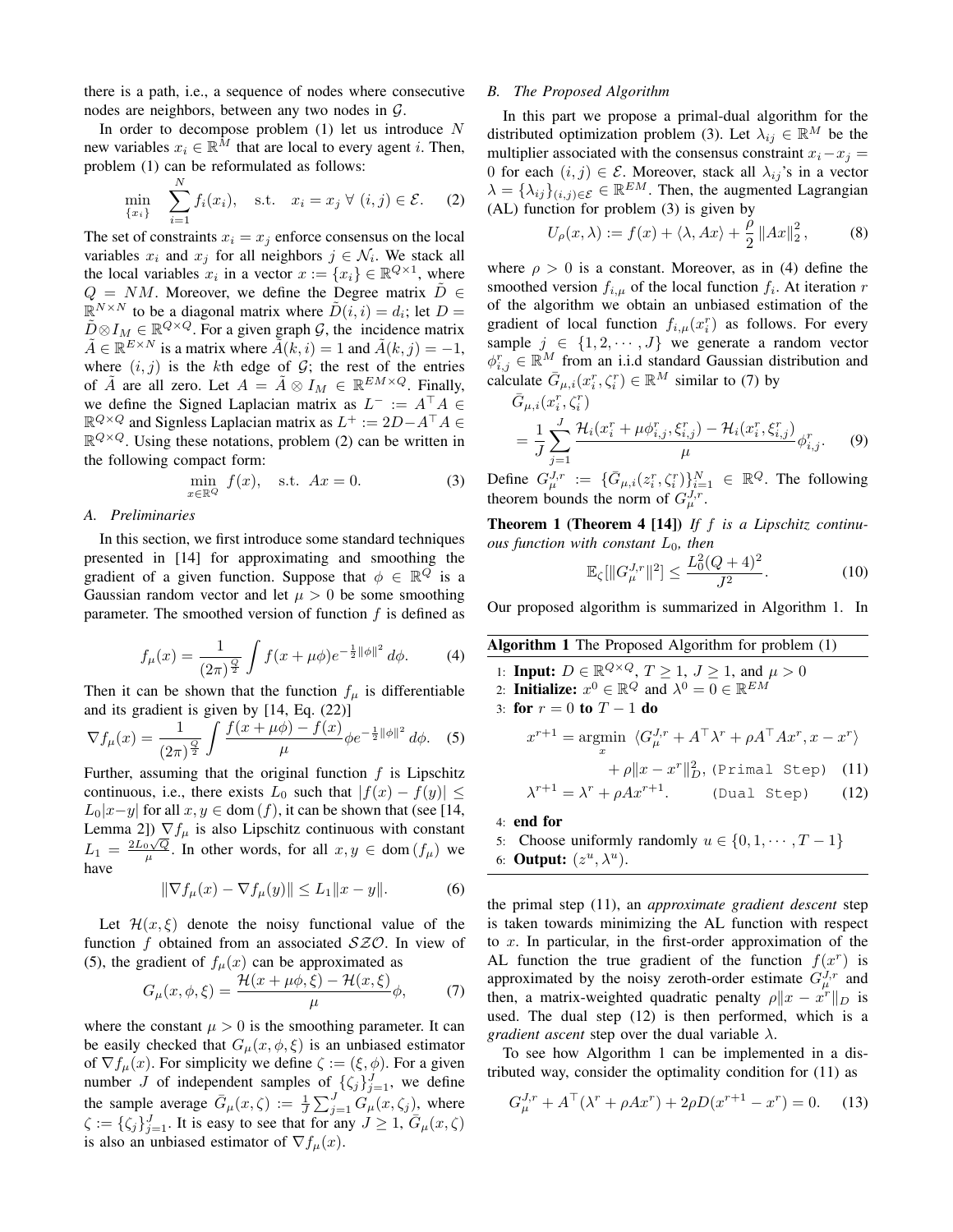there is a path, i.e., a sequence of nodes where consecutive nodes are neighbors, between any two nodes in $\mathcal{G}$.

In order to decompose problem (1) let us introduce $N$ new variables $x_i \in \mathbb{R}^M$ that are local to every agent $i$. Then, problem (1) can be reformulated as follows:

$$\min_{\{x_i\}} \quad \sum_{i=1}^{N} f_i(x_i), \quad \text{s.t.} \quad x_i = x_j \;\forall\; (i,j) \in \mathcal{E}. \tag{2}$$

The set of constraints $x_i = x_j$ enforce consensus on the local variables $x_i$ and $x_j$ for all neighbors $j \in \mathcal{N}_i$. We stack all the local variables $x_i$ in a vector $x := \{x_i\} \in \mathbb{R}^{Q\times 1}$, where $Q = NM$. Moreover, we define the Degree matrix $\tilde{D} \in \mathbb{R}^{N\times N}$ to be a diagonal matrix where $\tilde{D}(i,i) = d_i$; let $D = \tilde{D} \otimes I_M \in \mathbb{R}^{Q\times Q}$. For a given graph $\mathcal{G}$, the incidence matrix $\tilde{A} \in \mathbb{R}^{E\times N}$ is a matrix where $\tilde{A}(k,i) = 1$ and $\tilde{A}(k,j) = -1$, where $(i,j)$ is the $k$th edge of $\mathcal{G}$; the rest of the entries of $\tilde{A}$ are all zero. Let $A = \tilde{A} \otimes I_M \in \mathbb{R}^{EM\times Q}$. Finally, we define the Signed Laplacian matrix as $L^- := A^\top A \in \mathbb{R}^{Q\times Q}$ and Signless Laplacian matrix as $L^+ := 2D - A^\top A \in \mathbb{R}^{Q\times Q}$. Using these notations, problem (2) can be written in the following compact form:

$$\min_{x\in\mathbb{R}^Q} \; f(x), \quad \text{s.t.} \;\; Ax = 0. \tag{3}$$

### A. Preliminaries

In this section, we first introduce some standard techniques presented in [14] for approximating and smoothing the gradient of a given function. Suppose that $\phi \in \mathbb{R}^Q$ is a Gaussian random vector and let $\mu > 0$ be some smoothing parameter. The smoothed version of function $f$ is defined as

$$f_\mu(x) = \frac{1}{(2\pi)^{\frac{Q}{2}}} \int f(x + \mu\phi) e^{-\frac{1}{2}\|\phi\|^2}\, d\phi. \tag{4}$$

Then it can be shown that the function $f_\mu$ is differentiable and its gradient is given by [14, Eq. (22)]

$$\nabla f_\mu(x) = \frac{1}{(2\pi)^{\frac{Q}{2}}} \int \frac{f(x+\mu\phi) - f(x)}{\mu} \phi e^{-\frac{1}{2}\|\phi\|^2}\, d\phi. \tag{5}$$

Further, assuming that the original function $f$ is Lipschitz continuous, i.e., there exists $L_0$ such that $|f(x) - f(y)| \leq L_0|x-y|$ for all $x, y \in \operatorname{dom}(f)$, it can be shown that (see [14, Lemma 2]) $\nabla f_\mu$ is also Lipschitz continuous with constant $L_1 = \frac{2L_0\sqrt{Q}}{\mu}$. In other words, for all $x, y \in \operatorname{dom}(f_\mu)$ we have

$$\|\nabla f_\mu(x) - \nabla f_\mu(y)\| \leq L_1\|x - y\|. \tag{6}$$

Let $\mathcal{H}(x,\xi)$ denote the noisy functional value of the function $f$ obtained from an associated $\mathcal{SZO}$. In view of (5), the gradient of $f_\mu(x)$ can be approximated as

$$G_\mu(x,\phi,\xi) = \frac{\mathcal{H}(x+\mu\phi,\xi) - \mathcal{H}(x,\xi)}{\mu}\phi, \tag{7}$$

where the constant $\mu > 0$ is the smoothing parameter. It can be easily checked that $G_\mu(x,\phi,\xi)$ is an unbiased estimator of $\nabla f_\mu(x)$. For simplicity we define $\zeta := (\xi,\phi)$. For a given number $J$ of independent samples of $\{\zeta_j\}_{j=1}^J$, we define the sample average $\bar{G}_\mu(x,\zeta) := \frac{1}{J}\sum_{j=1}^J G_\mu(x,\zeta_j)$, where $\zeta := \{\zeta_j\}_{j=1}^J$. It is easy to see that for any $J \geq 1$, $\bar{G}_\mu(x,\zeta)$ is also an unbiased estimator of $\nabla f_\mu(x)$.

### B. The Proposed Algorithm

In this part we propose a primal-dual algorithm for the distributed optimization problem (3). Let $\lambda_{ij} \in \mathbb{R}^M$ be the multiplier associated with the consensus constraint $x_i - x_j = 0$ for each $(i,j) \in \mathcal{E}$. Moreover, stack all $\lambda_{ij}$'s in a vector $\lambda = \{\lambda_{ij}\}_{(i,j)\in\mathcal{E}} \in \mathbb{R}^{EM}$. Then, the augmented Lagrangian (AL) function for problem (3) is given by

$$U_\rho(x,\lambda) := f(x) + \langle \lambda, Ax\rangle + \frac{\rho}{2}\|Ax\|_2^2, \tag{8}$$

where $\rho > 0$ is a constant. Moreover, as in (4) define the smoothed version $f_{i,\mu}$ of the local function $f_i$. At iteration $r$ of the algorithm we obtain an unbiased estimation of the gradient of local function $f_{i,\mu}(x_i^r)$ as follows. For every sample $j \in \{1,2,\cdots,J\}$ we generate a random vector $\phi_{i,j}^r \in \mathbb{R}^M$ from an i.i.d standard Gaussian distribution and calculate $\bar{G}_{\mu,i}(x_i^r,\zeta_i^r) \in \mathbb{R}^M$ similar to (7) by

$$\bar{G}_{\mu,i}(x_i^r,\zeta_i^r) = \frac{1}{J}\sum_{j=1}^{J} \frac{\mathcal{H}_i(x_i^r + \mu\phi_{i,j}^r, \xi_{i,j}^r) - \mathcal{H}_i(x_i^r,\xi_{i,j}^r)}{\mu}\phi_{i,j}^r. \tag{9}$$

Define $G_\mu^{J,r} := \{\bar{G}_{\mu,i}(z_i^r,\zeta_i^r)\}_{i=1}^N \in \mathbb{R}^Q$. The following theorem bounds the norm of $G_\mu^{J,r}$.

**Theorem 1 (Theorem 4 [14])** *If $f$ is a Lipschitz continuous function with constant $L_0$, then*

$$\mathbb{E}_\zeta[\|G_\mu^{J,r}\|^2] \leq \frac{L_0^2(Q+4)^2}{J^2}. \tag{10}$$

Our proposed algorithm is summarized in Algorithm 1. In

**Algorithm 1** The Proposed Algorithm for problem (1)

1: **Input:** $D \in \mathbb{R}^{Q\times Q}$, $T \geq 1$, $J \geq 1$, and $\mu > 0$
2: **Initialize:** $x^0 \in \mathbb{R}^Q$ and $\lambda^0 = 0 \in \mathbb{R}^{EM}$
3: **for** $r = 0$ **to** $T-1$ **do**

$$x^{r+1} = \underset{x}{\operatorname{argmin}} \; \langle G_\mu^{J,r} + A^\top\lambda^r + \rho A^\top A x^r, x - x^r\rangle + \rho\|x - x^r\|_D^2, \quad \texttt{(Primal Step)} \tag{11}$$

$$\lambda^{r+1} = \lambda^r + \rho A x^{r+1}. \quad \texttt{(Dual Step)} \tag{12}$$

4: **end for**
5: Choose uniformly randomly $u \in \{0,1,\cdots,T-1\}$
6: **Output:** $(z^u, \lambda^u)$.

the primal step (11), an *approximate gradient descent* step is taken towards minimizing the AL function with respect to $x$. In particular, in the first-order approximation of the AL function the true gradient of the function $f(x^r)$ is approximated by the noisy zeroth-order estimate $G_\mu^{J,r}$ and then, a matrix-weighted quadratic penalty $\rho\|x - x^r\|_D$ is used. The dual step (12) is then performed, which is a *gradient ascent* step over the dual variable $\lambda$.

To see how Algorithm 1 can be implemented in a distributed way, consider the optimality condition for (11) as

$$G_\mu^{J,r} + A^\top(\lambda^r + \rho A x^r) + 2\rho D(x^{r+1} - x^r) = 0. \tag{13}$$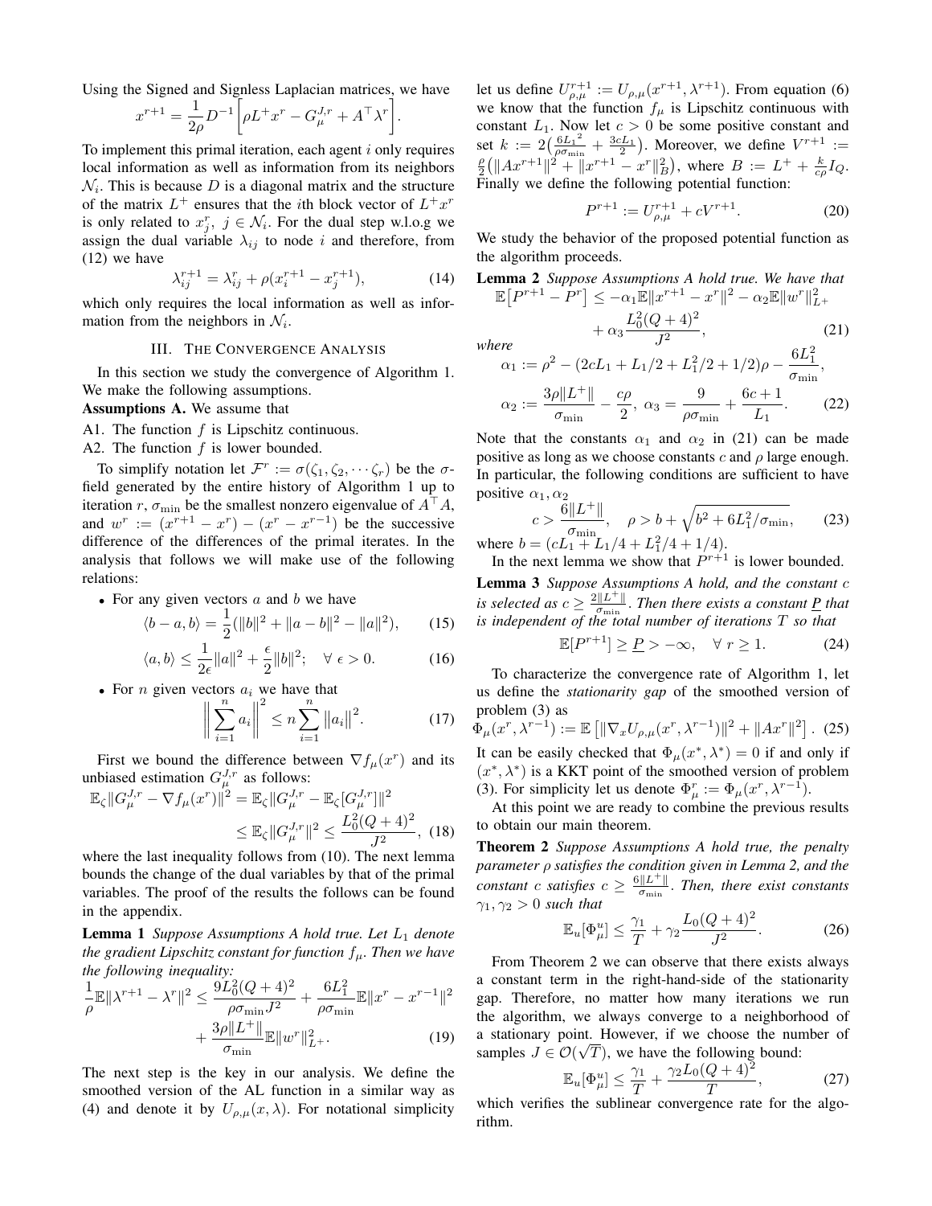Using the Signed and Signless Laplacian matrices, we have

$$x^{r+1} = \frac{1}{2\rho} D^{-1}\bigg[\rho L^{+} x^{r} - G_{\mu}^{J,r} + A^{\top}\lambda^{r}\bigg].$$

To implement this primal iteration, each agent $i$ only requires local information as well as information from its neighbors $\mathcal{N}_i$. This is because $D$ is a diagonal matrix and the structure of the matrix $L^{+}$ ensures that the $i$th block vector of $L^{+}x^{r}$ is only related to $x_j^r,\ j \in \mathcal{N}_i$. For the dual step w.l.o.g we assign the dual variable $\lambda_{ij}$ to node $i$ and therefore, from (12) we have

$$\lambda_{ij}^{r+1} = \lambda_{ij}^{r} + \rho(x_i^{r+1} - x_j^{r+1}), \tag{14}$$

which only requires the local information as well as information from the neighbors in $\mathcal{N}_i$.

## III. The Convergence Analysis

In this section we study the convergence of Algorithm 1. We make the following assumptions.

**Assumptions A.** We assume that

A1. The function $f$ is Lipschitz continuous.

A2. The function $f$ is lower bounded.

To simplify notation let $\mathcal{F}^r := \sigma(\zeta_1, \zeta_2, \cdots \zeta_r)$ be the $\sigma$-field generated by the entire history of Algorithm 1 up to iteration $r$, $\sigma_{\min}$ be the smallest nonzero eigenvalue of $A^{\top}A$, and $w^r := (x^{r+1} - x^r) - (x^r - x^{r-1})$ be the successive difference of the differences of the primal iterates. In the analysis that follows we will make use of the following relations:

- For any given vectors $a$ and $b$ we have

$$\langle b - a, b\rangle = \frac{1}{2}(\|b\|^2 + \|a-b\|^2 - \|a\|^2), \tag{15}$$

$$\langle a, b\rangle \leq \frac{1}{2\epsilon}\|a\|^2 + \frac{\epsilon}{2}\|b\|^2; \quad \forall\ \epsilon > 0. \tag{16}$$

- For $n$ given vectors $a_i$ we have that

$$\bigg\|\sum_{i=1}^{n} a_i\bigg\|^2 \leq n\sum_{i=1}^{n}\big\|a_i\big\|^2. \tag{17}$$

First we bound the difference between $\nabla f_\mu(x^r)$ and its unbiased estimation $G_\mu^{J,r}$ as follows:

$$\begin{aligned}\mathbb{E}_\zeta\|G_\mu^{J,r} - \nabla f_\mu(x^r)\|^2 &= \mathbb{E}_\zeta\|G_\mu^{J,r} - \mathbb{E}_\zeta[G_\mu^{J,r}]\|^2 \\ &\leq \mathbb{E}_\zeta\|G_\mu^{J,r}\|^2 \leq \frac{L_0^2(Q+4)^2}{J^2},\end{aligned} \tag{18}$$

where the last inequality follows from (10). The next lemma bounds the change of the dual variables by that of the primal variables. The proof of the results the follows can be found in the appendix.

**Lemma 1** *Suppose Assumptions A hold true. Let $L_1$ denote the gradient Lipschitz constant for function $f_\mu$. Then we have the following inequality:*

$$\begin{aligned}\frac{1}{\rho}\mathbb{E}\|\lambda^{r+1} - \lambda^r\|^2 \leq \frac{9L_0^2(Q+4)^2}{\rho\sigma_{\min}J^2} + \frac{6L_1^2}{\rho\sigma_{\min}}\mathbb{E}\|x^r - x^{r-1}\|^2 \\ + \frac{3\rho\|L^{+}\|}{\sigma_{\min}}\mathbb{E}\|w^r\|_{L^{+}}^2.\end{aligned} \tag{19}$$

The next step is the key in our analysis. We define the smoothed version of the AL function in a similar way as (4) and denote it by $U_{\rho,\mu}(x, \lambda)$. For notational simplicity let us define $U_{\rho,\mu}^{r+1} := U_{\rho,\mu}(x^{r+1}, \lambda^{r+1})$. From equation (6) we know that the function $f_\mu$ is Lipschitz continuous with constant $L_1$. Now let $c > 0$ be some positive constant and set $k := 2\big(\frac{6{L_1}^2}{\rho\sigma_{\min}} + \frac{3cL_1}{2}\big)$. Moreover, we define $V^{r+1} := \frac{\rho}{2}\big(\|Ax^{r+1}\|^2 + \|x^{r+1} - x^r\|_B^2\big)$, where $B := L^{+} + \frac{k}{c\rho}I_Q$. Finally we define the following potential function:

$$P^{r+1} := U_{\rho,\mu}^{r+1} + cV^{r+1}. \tag{20}$$

We study the behavior of the proposed potential function as the algorithm proceeds.

**Lemma 2** *Suppose Assumptions A hold true. We have that*

$$\begin{aligned}\mathbb{E}\big[P^{r+1} - P^r\big] \leq -\alpha_1\mathbb{E}\|x^{r+1} - x^r\|^2 - \alpha_2\mathbb{E}\|w^r\|_{L^{+}}^2 \\ + \alpha_3\frac{L_0^2(Q+4)^2}{J^2},\end{aligned} \tag{21}$$

*where*

$$\begin{aligned}\alpha_1 &:= \rho^2 - (2cL_1 + L_1/2 + L_1^2/2 + 1/2)\rho - \frac{6L_1^2}{\sigma_{\min}}, \\ \alpha_2 &:= \frac{3\rho\|L^{+}\|}{\sigma_{\min}} - \frac{c\rho}{2},\ \alpha_3 = \frac{9}{\rho\sigma_{\min}} + \frac{6c+1}{L_1}.\end{aligned} \tag{22}$$

Note that the constants $\alpha_1$ and $\alpha_2$ in (21) can be made positive as long as we choose constants $c$ and $\rho$ large enough. In particular, the following conditions are sufficient to have positive $\alpha_1, \alpha_2$

$$c > \frac{6\|L^{+}\|}{\sigma_{\min}}, \quad \rho > b + \sqrt{b^2 + 6L_1^2/\sigma_{\min}}, \tag{23}$$

where $b = (cL_1 + L_1/4 + L_1^2/4 + 1/4)$.

In the next lemma we show that $P^{r+1}$ is lower bounded.

**Lemma 3** *Suppose Assumptions A hold, and the constant $c$ is selected as $c \geq \frac{2\|L^{+}\|}{\sigma_{\min}}$. Then there exists a constant $\underline{P}$ that is independent of the total number of iterations $T$ so that*

$$\mathbb{E}[P^{r+1}] \geq \underline{P} > -\infty, \quad \forall\ r \geq 1. \tag{24}$$

To characterize the convergence rate of Algorithm 1, let us define the *stationarity gap* of the smoothed version of problem (3) as

$$\Phi_\mu(x^r, \lambda^{r-1}) := \mathbb{E}\left[\|\nabla_x U_{\rho,\mu}(x^r, \lambda^{r-1})\|^2 + \|Ax^r\|^2\right]. \tag{25}$$

It can be easily checked that $\Phi_\mu(x^*, \lambda^*) = 0$ if and only if $(x^*, \lambda^*)$ is a KKT point of the smoothed version of problem (3). For simplicity let us denote $\Phi_\mu^r := \Phi_\mu(x^r, \lambda^{r-1})$.

At this point we are ready to combine the previous results to obtain our main theorem.

**Theorem 2** *Suppose Assumptions A hold true, the penalty parameter $\rho$ satisfies the condition given in Lemma 2, and the constant $c$ satisfies $c \geq \frac{6\|L^{+}\|}{\sigma_{\min}}$. Then, there exist constants $\gamma_1, \gamma_2 > 0$ such that*

$$\mathbb{E}_u[\Phi_\mu^u] \leq \frac{\gamma_1}{T} + \gamma_2\frac{L_0(Q+4)^2}{J^2}. \tag{26}$$

From Theorem 2 we can observe that there exists always a constant term in the right-hand-side of the stationarity gap. Therefore, no matter how many iterations we run the algorithm, we always converge to a neighborhood of a stationary point. However, if we choose the number of samples $J \in \mathcal{O}(\sqrt{T})$, we have the following bound:

$$\mathbb{E}_u[\Phi_\mu^u] \leq \frac{\gamma_1}{T} + \frac{\gamma_2 L_0(Q+4)^2}{T}, \tag{27}$$

which verifies the sublinear convergence rate for the algorithm.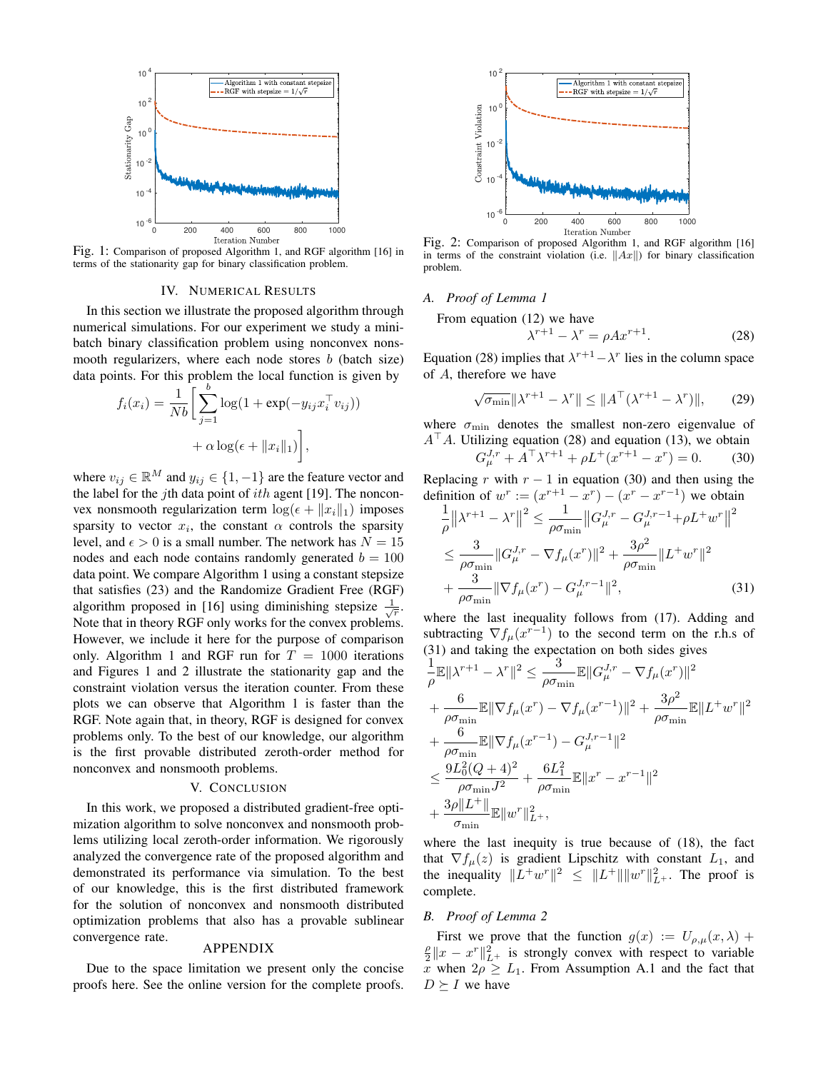Fig. 1: Comparison of proposed Algorithm 1, and RGF algorithm [16] in terms of the stationarity gap for binary classification problem.

Fig. 2: Comparison of proposed Algorithm 1, and RGF algorithm [16] in terms of the constraint violation (i.e. $\|Ax\|$) for binary classification problem.

## IV. Numerical Results

In this section we illustrate the proposed algorithm through numerical simulations. For our experiment we study a mini-batch binary classification problem using nonconvex nonsmooth regularizers, where each node stores $b$ (batch size) data points. For this problem the local function is given by

$$f_i(x_i) = \frac{1}{Nb}\Bigg[\sum_{j=1}^{b}\log(1+\exp(-y_{ij}x_i^\top v_{ij})) + \alpha\log(\epsilon+\|x_i\|_1)\Bigg],$$

where $v_{ij}\in\mathbb{R}^M$ and $y_{ij}\in\{1,-1\}$ are the feature vector and the label for the $j$th data point of $ith$ agent [19]. The nonconvex nonsmooth regularization term $\log(\epsilon+\|x_i\|_1)$ imposes sparsity to vector $x_i$, the constant $\alpha$ controls the sparsity level, and $\epsilon>0$ is a small number. The network has $N=15$ nodes and each node contains randomly generated $b=100$ data point. We compare Algorithm 1 using a constant stepsize that satisfies (23) and the Randomize Gradient Free (RGF) algorithm proposed in [16] using diminishing stepsize $\frac{1}{\sqrt{r}}$. Note that in theory RGF only works for the convex problems. However, we include it here for the purpose of comparison only. Algorithm 1 and RGF run for $T=1000$ iterations and Figures 1 and 2 illustrate the stationarity gap and the constraint violation versus the iteration counter. From these plots we can observe that Algorithm 1 is faster than the RGF. Note again that, in theory, RGF is designed for convex problems only. To the best of our knowledge, our algorithm is the first provable distributed zeroth-order method for nonconvex and nonsmooth problems.

## V. Conclusion

In this work, we proposed a distributed gradient-free optimization algorithm to solve nonconvex and nonsmooth problems utilizing local zeroth-order information. We rigorously analyzed the convergence rate of the proposed algorithm and demonstrated its performance via simulation. To the best of our knowledge, this is the first distributed framework for the solution of nonconvex and nonsmooth distributed optimization problems that also has a provable sublinear convergence rate.

## Appendix

Due to the space limitation we present only the concise proofs here. See the online version for the complete proofs.

### A. Proof of Lemma 1

From equation (12) we have

$$\lambda^{r+1}-\lambda^r=\rho Ax^{r+1}. \tag{28}$$

Equation (28) implies that $\lambda^{r+1}-\lambda^r$ lies in the column space of $A$, therefore we have

$$\sqrt{\sigma_{\min}}\|\lambda^{r+1}-\lambda^r\|\le\|A^\top(\lambda^{r+1}-\lambda^r)\|, \tag{29}$$

where $\sigma_{\min}$ denotes the smallest non-zero eigenvalue of $A^\top A$. Utilizing equation (28) and equation (13), we obtain

$$G_\mu^{J,r}+A^\top\lambda^{r+1}+\rho L^+(x^{r+1}-x^r)=0. \tag{30}$$

Replacing $r$ with $r-1$ in equation (30) and then using the definition of $w^r:=(x^{r+1}-x^r)-(x^r-x^{r-1})$ we obtain

$$\begin{aligned}
\frac{1}{\rho}\big\|\lambda^{r+1}-\lambda^r\big\|^2 &\le \frac{1}{\rho\sigma_{\min}}\big\|G_\mu^{J,r}-G_\mu^{J,r-1}+\rho L^+w^r\big\|^2\\
&\le \frac{3}{\rho\sigma_{\min}}\|G_\mu^{J,r}-\nabla f_\mu(x^r)\|^2+\frac{3\rho^2}{\rho\sigma_{\min}}\|L^+w^r\|^2\\
&+\frac{3}{\rho\sigma_{\min}}\|\nabla f_\mu(x^r)-G_\mu^{J,r-1}\|^2,
\end{aligned} \tag{31}$$

where the last inequality follows from (17). Adding and subtracting $\nabla f_\mu(x^{r-1})$ to the second term on the r.h.s of (31) and taking the expectation on both sides gives

$$\begin{aligned}
\frac{1}{\rho}\mathbb{E}\|\lambda^{r+1}-\lambda^r\|^2 &\le \frac{3}{\rho\sigma_{\min}}\mathbb{E}\|G_\mu^{J,r}-\nabla f_\mu(x^r)\|^2\\
&+\frac{6}{\rho\sigma_{\min}}\mathbb{E}\|\nabla f_\mu(x^r)-\nabla f_\mu(x^{r-1})\|^2+\frac{3\rho^2}{\rho\sigma_{\min}}\mathbb{E}\|L^+w^r\|^2\\
&+\frac{6}{\rho\sigma_{\min}}\mathbb{E}\|\nabla f_\mu(x^{r-1})-G_\mu^{J,r-1}\|^2\\
&\le \frac{9L_0^2(Q+4)^2}{\rho\sigma_{\min}J^2}+\frac{6L_1^2}{\rho\sigma_{\min}}\mathbb{E}\|x^r-x^{r-1}\|^2\\
&+\frac{3\rho\|L^+\|}{\sigma_{\min}}\mathbb{E}\|w^r\|^2_{L^+},
\end{aligned}$$

where the last inequity is true because of (18), the fact that $\nabla f_\mu(z)$ is gradient Lipschitz with constant $L_1$, and the inequality $\|L^+w^r\|^2\le\|L^+\|\|w^r\|^2_{L^+}$. The proof is complete.

### B. Proof of Lemma 2

First we prove that the function $g(x):=U_{\rho,\mu}(x,\lambda)+\frac{\rho}{2}\|x-x^r\|^2_{L^+}$ is strongly convex with respect to variable $x$ when $2\rho\ge L_1$. From Assumption A.1 and the fact that $D\succeq I$ we have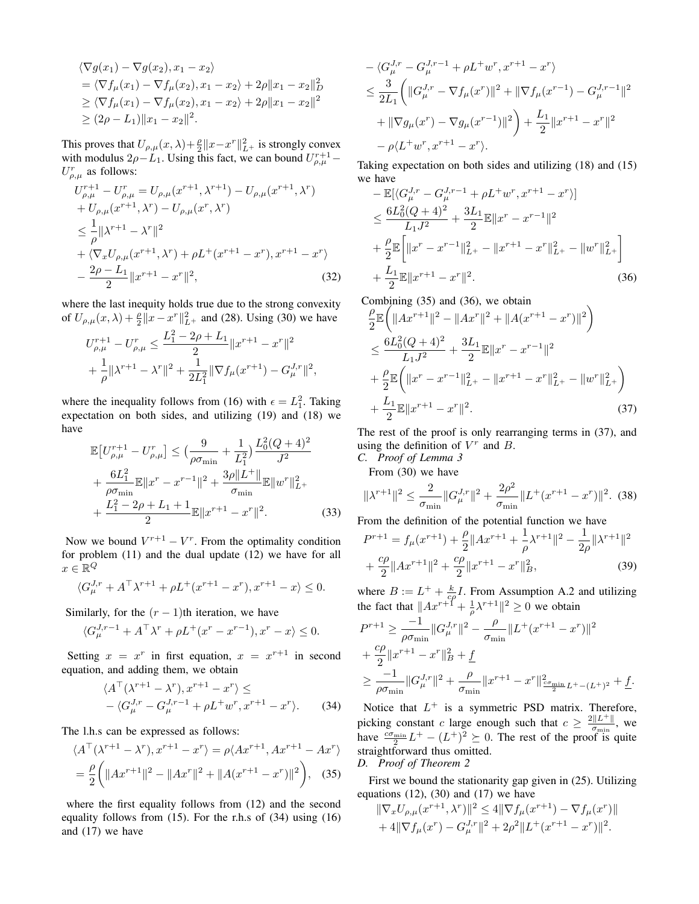$$
\begin{aligned}
&\langle \nabla g(x_1) - \nabla g(x_2), x_1 - x_2 \rangle \\
&= \langle \nabla f_\mu(x_1) - \nabla f_\mu(x_2), x_1 - x_2 \rangle + 2\rho \|x_1 - x_2\|_D^2 \\
&\geq \langle \nabla f_\mu(x_1) - \nabla f_\mu(x_2), x_1 - x_2 \rangle + 2\rho \|x_1 - x_2\|^2 \\
&\geq (2\rho - L_1)\|x_1 - x_2\|^2.
\end{aligned}
$$

This proves that $U_{\rho,\mu}(x,\lambda) + \frac{\rho}{2}\|x - x^r\|_{L^+}^2$ is strongly convex with modulus $2\rho - L_1$. Using this fact, we can bound $U_{\rho,\mu}^{r+1} - U_{\rho,\mu}^r$ as follows:

$$
\begin{aligned}
&U_{\rho,\mu}^{r+1} - U_{\rho,\mu}^r = U_{\rho,\mu}(x^{r+1},\lambda^{r+1}) - U_{\rho,\mu}(x^{r+1},\lambda^r) \\
&+ U_{\rho,\mu}(x^{r+1},\lambda^r) - U_{\rho,\mu}(x^r,\lambda^r) \\
&\leq \frac{1}{\rho}\|\lambda^{r+1} - \lambda^r\|^2 \\
&+ \langle \nabla_x U_{\rho,\mu}(x^{r+1},\lambda^r) + \rho L^+(x^{r+1} - x^r), x^{r+1} - x^r \rangle \\
&- \frac{2\rho - L_1}{2}\|x^{r+1} - x^r\|^2, \qquad (32)
\end{aligned}
$$

where the last inequity holds true due to the strong convexity of $U_{\rho,\mu}(x,\lambda) + \frac{\rho}{2}\|x - x^r\|_{L^+}^2$ and (28). Using (30) we have

$$
\begin{aligned}
&U_{\rho,\mu}^{r+1} - U_{\rho,\mu}^r \leq \frac{L_1^2 - 2\rho + L_1}{2}\|x^{r+1} - x^r\|^2 \\
&+ \frac{1}{\rho}\|\lambda^{r+1} - \lambda^r\|^2 + \frac{1}{2L_1^2}\|\nabla f_\mu(x^{r+1}) - G_\mu^{J,r}\|^2,
\end{aligned}
$$

where the inequality follows from (16) with $\epsilon = L_1^2$. Taking expectation on both sides, and utilizing (19) and (18) we have

$$
\begin{aligned}
&\mathbb{E}\big[U_{\rho,\mu}^{r+1} - U_{\rho,\mu}^r\big] \leq \big(\frac{9}{\rho\sigma_{\min}} + \frac{1}{L_1^2}\big)\frac{L_0^2(Q+4)^2}{J^2} \\
&+ \frac{6L_1^2}{\rho\sigma_{\min}}\mathbb{E}\|x^r - x^{r-1}\|^2 + \frac{3\rho\|L^+\|}{\sigma_{\min}}\mathbb{E}\|w^r\|_{L^+}^2 \\
&+ \frac{L_1^2 - 2\rho + L_1 + 1}{2}\mathbb{E}\|x^{r+1} - x^r\|^2. \qquad (33)
\end{aligned}
$$

Now we bound $V^{r+1} - V^r$. From the optimality condition for problem (11) and the dual update (12) we have for all $x \in \mathbb{R}^Q$

$$
\langle G_\mu^{J,r} + A^\top\lambda^{r+1} + \rho L^+(x^{r+1} - x^r), x^{r+1} - x \rangle \leq 0.
$$

Similarly, for the $(r-1)$th iteration, we have

$$
\langle G_\mu^{J,r-1} + A^\top\lambda^r + \rho L^+(x^r - x^{r-1}), x^r - x \rangle \leq 0.
$$

Setting $x = x^r$ in first equation, $x = x^{r+1}$ in second equation, and adding them, we obtain

$$
\begin{aligned}
&\langle A^\top(\lambda^{r+1} - \lambda^r), x^{r+1} - x^r \rangle \leq \\
&- \langle G_\mu^{J,r} - G_\mu^{J,r-1} + \rho L^+ w^r, x^{r+1} - x^r \rangle. \qquad (34)
\end{aligned}
$$

The l.h.s can be expressed as follows:

$$
\begin{aligned}
&\langle A^\top(\lambda^{r+1} - \lambda^r), x^{r+1} - x^r \rangle = \rho\langle Ax^{r+1}, Ax^{r+1} - Ax^r \rangle \\
&= \frac{\rho}{2}\bigg(\|Ax^{r+1}\|^2 - \|Ax^r\|^2 + \|A(x^{r+1} - x^r)\|^2\bigg), \quad (35)
\end{aligned}
$$

where the first equality follows from (12) and the second equality follows from (15). For the r.h.s of (34) using (16) and (17) we have

$$
\begin{aligned}
&- \langle G_\mu^{J,r} - G_\mu^{J,r-1} + \rho L^+ w^r, x^{r+1} - x^r \rangle \\
&\leq \frac{3}{2L_1}\bigg(\|G_\mu^{J,r} - \nabla f_\mu(x^r)\|^2 + \|\nabla f_\mu(x^{r-1}) - G_\mu^{J,r-1}\|^2 \\
&+ \|\nabla g_\mu(x^r) - \nabla g_\mu(x^{r-1})\|^2\bigg) + \frac{L_1}{2}\|x^{r+1} - x^r\|^2 \\
&- \rho\langle L^+ w^r, x^{r+1} - x^r \rangle.
\end{aligned}
$$

Taking expectation on both sides and utilizing (18) and (15) we have

$$
\begin{aligned}
&- \mathbb{E}[\langle G_\mu^{J,r} - G_\mu^{J,r-1} + \rho L^+ w^r, x^{r+1} - x^r \rangle] \\
&\leq \frac{6L_0^2(Q+4)^2}{L_1 J^2} + \frac{3L_1}{2}\mathbb{E}\|x^r - x^{r-1}\|^2 \\
&+ \frac{\rho}{2}\mathbb{E}\bigg[\|x^r - x^{r-1}\|_{L^+}^2 - \|x^{r+1} - x^r\|_{L^+}^2 - \|w^r\|_{L^+}^2\bigg] \\
&+ \frac{L_1}{2}\mathbb{E}\|x^{r+1} - x^r\|^2. \qquad (36)
\end{aligned}
$$

Combining (35) and (36), we obtain

$$
\begin{aligned}
&\frac{\rho}{2}\mathbb{E}\bigg(\|Ax^{r+1}\|^2 - \|Ax^r\|^2 + \|A(x^{r+1} - x^r)\|^2\bigg) \\
&\leq \frac{6L_0^2(Q+4)^2}{L_1 J^2} + \frac{3L_1}{2}\mathbb{E}\|x^r - x^{r-1}\|^2 \\
&+ \frac{\rho}{2}\mathbb{E}\bigg(\|x^r - x^{r-1}\|_{L^+}^2 - \|x^{r+1} - x^r\|_{L^+}^2 - \|w^r\|_{L^+}^2\bigg) \\
&+ \frac{L_1}{2}\mathbb{E}\|x^{r+1} - x^r\|^2. \qquad (37)
\end{aligned}
$$

The rest of the proof is only rearranging terms in (37), and using the definition of $V^r$ and $B$.

### C. Proof of Lemma 3

From (30) we have

$$
\|\lambda^{r+1}\|^2 \leq \frac{2}{\sigma_{\min}}\|G_\mu^{J,r}\|^2 + \frac{2\rho^2}{\sigma_{\min}}\|L^+(x^{r+1} - x^r)\|^2. \quad (38)
$$

From the definition of the potential function we have

$$
\begin{aligned}
&P^{r+1} = f_\mu(x^{r+1}) + \frac{\rho}{2}\|Ax^{r+1} + \frac{1}{\rho}\lambda^{r+1}\|^2 - \frac{1}{2\rho}\|\lambda^{r+1}\|^2 \\
&+ \frac{c\rho}{2}\|Ax^{r+1}\|^2 + \frac{c\rho}{2}\|x^{r+1} - x^r\|_B^2, \qquad (39)
\end{aligned}
$$

where $B := L^+ + \frac{k}{c\rho}I$. From Assumption A.2 and utilizing the fact that $\|Ax^{r+1} + \frac{1}{\rho}\lambda^{r+1}\|^2 \geq 0$ we obtain

$$
\begin{aligned}
&P^{r+1} \geq \frac{-1}{\rho\sigma_{\min}}\|G_\mu^{J,r}\|^2 - \frac{\rho}{\sigma_{\min}}\|L^+(x^{r+1} - x^r)\|^2 \\
&+ \frac{c\rho}{2}\|x^{r+1} - x^r\|_B^2 + \underline{f} \\
&\geq \frac{-1}{\rho\sigma_{\min}}\|G_\mu^{J,r}\|^2 + \frac{\rho}{\sigma_{\min}}\|x^{r+1} - x^r\|^2_{\frac{c\sigma_{\min}}{2}L^+ - (L^+)^2} + \underline{f}.
\end{aligned}
$$

Notice that $L^+$ is a symmetric PSD matrix. Therefore, picking constant $c$ large enough such that $c \geq \frac{2\|L^+\|}{\sigma_{\min}}$, we have $\frac{c\sigma_{\min}}{2}L^+ - (L^+)^2 \succeq 0$. The rest of the proof is quite straightforward thus omitted.

### D. Proof of Theorem 2

First we bound the stationarity gap given in (25). Utilizing equations (12), (30) and (17) we have

$$
\begin{aligned}
&\|\nabla_x U_{\rho,\mu}(x^{r+1},\lambda^r)\|^2 \leq 4\|\nabla f_\mu(x^{r+1}) - \nabla f_\mu(x^r)\| \\
&+ 4\|\nabla f_\mu(x^r) - G_\mu^{J,r}\|^2 + 2\rho^2\|L^+(x^{r+1} - x^r)\|^2.
\end{aligned}
$$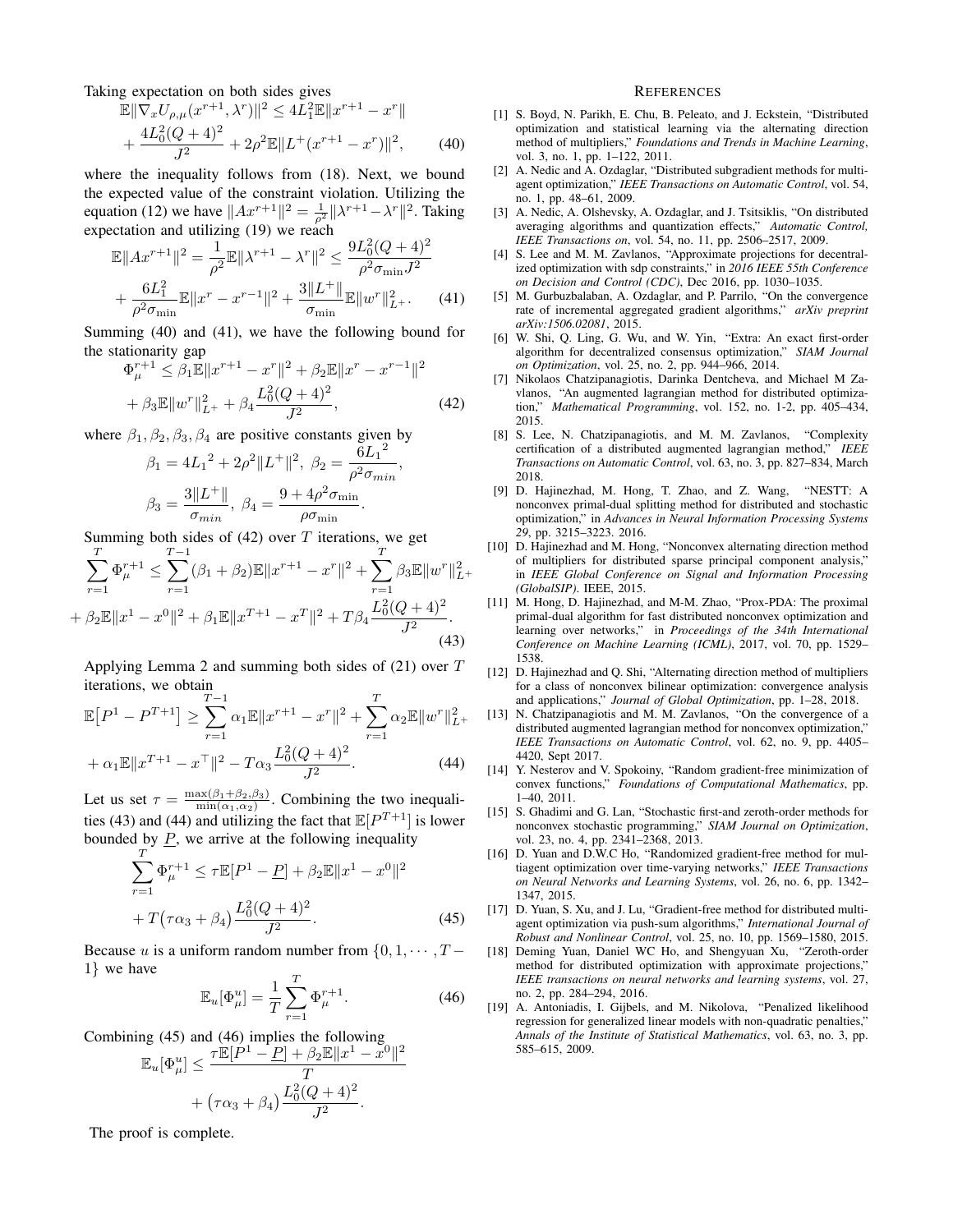Taking expectation on both sides gives

$$\mathbb{E}\|\nabla_x U_{\rho,\mu}(x^{r+1},\lambda^r)\|^2 \leq 4L_1^2\mathbb{E}\|x^{r+1}-x^r\| + \frac{4L_0^2(Q+4)^2}{J^2} + 2\rho^2\mathbb{E}\|L^+(x^{r+1}-x^r)\|^2, \tag{40}$$

where the inequality follows from (18). Next, we bound the expected value of the constraint violation. Utilizing the equation (12) we have $\|Ax^{r+1}\|^2 = \frac{1}{\rho^2}\|\lambda^{r+1}-\lambda^r\|^2$. Taking expectation and utilizing (19) we reach

$$\mathbb{E}\|Ax^{r+1}\|^2 = \frac{1}{\rho^2}\mathbb{E}\|\lambda^{r+1}-\lambda^r\|^2 \leq \frac{9L_0^2(Q+4)^2}{\rho^2\sigma_{\min}J^2} + \frac{6L_1^2}{\rho^2\sigma_{\min}}\mathbb{E}\|x^r-x^{r-1}\|^2 + \frac{3\|L^+\|}{\sigma_{\min}}\mathbb{E}\|w^r\|^2_{L^+}. \tag{41}$$

Summing (40) and (41), we have the following bound for the stationarity gap

$$\Phi_\mu^{r+1} \leq \beta_1\mathbb{E}\|x^{r+1}-x^r\|^2 + \beta_2\mathbb{E}\|x^r-x^{r-1}\|^2 + \beta_3\mathbb{E}\|w^r\|^2_{L^+} + \beta_4\frac{L_0^2(Q+4)^2}{J^2}, \tag{42}$$

where $\beta_1, \beta_2, \beta_3, \beta_4$ are positive constants given by

$$\beta_1 = 4{L_1}^2 + 2\rho^2\|L^+\|^2,\ \beta_2 = \frac{6{L_1}^2}{\rho^2\sigma_{min}},$$
$$\beta_3 = \frac{3\|L^+\|}{\sigma_{min}},\ \beta_4 = \frac{9+4\rho^2\sigma_{\min}}{\rho\sigma_{\min}}.$$

Summing both sides of (42) over $T$ iterations, we get

$$\sum_{r=1}^{T}\Phi_\mu^{r+1} \leq \sum_{r=1}^{T-1}(\beta_1+\beta_2)\mathbb{E}\|x^{r+1}-x^r\|^2 + \sum_{r=1}^{T}\beta_3\mathbb{E}\|w^r\|^2_{L^+} + \beta_2\mathbb{E}\|x^1-x^0\|^2 + \beta_1\mathbb{E}\|x^{T+1}-x^T\|^2 + T\beta_4\frac{L_0^2(Q+4)^2}{J^2}. \tag{43}$$

Applying Lemma 2 and summing both sides of (21) over $T$ iterations, we obtain

$$\mathbb{E}\big[P^1 - P^{T+1}\big] \geq \sum_{r=1}^{T-1}\alpha_1\mathbb{E}\|x^{r+1}-x^r\|^2 + \sum_{r=1}^{T}\alpha_2\mathbb{E}\|w^r\|^2_{L^+} + \alpha_1\mathbb{E}\|x^{T+1}-x^\top\|^2 - T\alpha_3\frac{L_0^2(Q+4)^2}{J^2}. \tag{44}$$

Let us set $\tau = \frac{\max(\beta_1+\beta_2,\beta_3)}{\min(\alpha_1,\alpha_2)}$. Combining the two inequalities (43) and (44) and utilizing the fact that $\mathbb{E}[P^{T+1}]$ is lower bounded by $\underline{P}$, we arrive at the following inequality

$$\sum_{r=1}^{T}\Phi_\mu^{r+1} \leq \tau\mathbb{E}[P^1 - \underline{P}] + \beta_2\mathbb{E}\|x^1-x^0\|^2 + T\big(\tau\alpha_3+\beta_4\big)\frac{L_0^2(Q+4)^2}{J^2}. \tag{45}$$

Because $u$ is a uniform random number from $\{0,1,\cdots,T-1\}$ we have

$$\mathbb{E}_u[\Phi_\mu^u] = \frac{1}{T}\sum_{r=1}^{T}\Phi_\mu^{r+1}. \tag{46}$$

Combining (45) and (46) implies the following

$$\mathbb{E}_u[\Phi_\mu^u] \leq \frac{\tau\mathbb{E}[P^1-\underline{P}] + \beta_2\mathbb{E}\|x^1-x^0\|^2}{T} + \big(\tau\alpha_3+\beta_4\big)\frac{L_0^2(Q+4)^2}{J^2}.$$

The proof is complete.

## REFERENCES

[1] S. Boyd, N. Parikh, E. Chu, B. Peleato, and J. Eckstein, "Distributed optimization and statistical learning via the alternating direction method of multipliers," *Foundations and Trends in Machine Learning*, vol. 3, no. 1, pp. 1–122, 2011.

[2] A. Nedic and A. Ozdaglar, "Distributed subgradient methods for multi-agent optimization," *IEEE Transactions on Automatic Control*, vol. 54, no. 1, pp. 48–61, 2009.

[3] A. Nedic, A. Olshevsky, A. Ozdaglar, and J. Tsitsiklis, "On distributed averaging algorithms and quantization effects," *Automatic Control, IEEE Transactions on*, vol. 54, no. 11, pp. 2506–2517, 2009.

[4] S. Lee and M. M. Zavlanos, "Approximate projections for decentralized optimization with sdp constraints," in *2016 IEEE 55th Conference on Decision and Control (CDC)*, Dec 2016, pp. 1030–1035.

[5] M. Gurbuzbalaban, A. Ozdaglar, and P. Parrilo, "On the convergence rate of incremental aggregated gradient algorithms," *arXiv preprint arXiv:1506.02081*, 2015.

[6] W. Shi, Q. Ling, G. Wu, and W. Yin, "Extra: An exact first-order algorithm for decentralized consensus optimization," *SIAM Journal on Optimization*, vol. 25, no. 2, pp. 944–966, 2014.

[7] Nikolaos Chatzipanagiotis, Darinka Dentcheva, and Michael M Zavlanos, "An augmented lagrangian method for distributed optimization," *Mathematical Programming*, vol. 152, no. 1-2, pp. 405–434, 2015.

[8] S. Lee, N. Chatzipanagiotis, and M. M. Zavlanos, "Complexity certification of a distributed augmented lagrangian method," *IEEE Transactions on Automatic Control*, vol. 63, no. 3, pp. 827–834, March 2018.

[9] D. Hajinezhad, M. Hong, T. Zhao, and Z. Wang, "NESTT: A nonconvex primal-dual splitting method for distributed and stochastic optimization," in *Advances in Neural Information Processing Systems 29*, pp. 3215–3223. 2016.

[10] D. Hajinezhad and M. Hong, "Nonconvex alternating direction method of multipliers for distributed sparse principal component analysis," in *IEEE Global Conference on Signal and Information Processing (GlobalSIP)*. IEEE, 2015.

[11] M. Hong, D. Hajinezhad, and M-M. Zhao, "Prox-PDA: The proximal primal-dual algorithm for fast distributed nonconvex optimization and learning over networks," in *Proceedings of the 34th International Conference on Machine Learning (ICML)*, 2017, vol. 70, pp. 1529–1538.

[12] D. Hajinezhad and Q. Shi, "Alternating direction method of multipliers for a class of nonconvex bilinear optimization: convergence analysis and applications," *Journal of Global Optimization*, pp. 1–28, 2018.

[13] N. Chatzipanagiotis and M. M. Zavlanos, "On the convergence of a distributed augmented lagrangian method for nonconvex optimization," *IEEE Transactions on Automatic Control*, vol. 62, no. 9, pp. 4405–4420, Sept 2017.

[14] Y. Nesterov and V. Spokoiny, "Random gradient-free minimization of convex functions," *Foundations of Computational Mathematics*, pp. 1–40, 2011.

[15] S. Ghadimi and G. Lan, "Stochastic first-and zeroth-order methods for nonconvex stochastic programming," *SIAM Journal on Optimization*, vol. 23, no. 4, pp. 2341–2368, 2013.

[16] D. Yuan and D.W.C Ho, "Randomized gradient-free method for multiagent optimization over time-varying networks," *IEEE Transactions on Neural Networks and Learning Systems*, vol. 26, no. 6, pp. 1342–1347, 2015.

[17] D. Yuan, S. Xu, and J. Lu, "Gradient-free method for distributed multi-agent optimization via push-sum algorithms," *International Journal of Robust and Nonlinear Control*, vol. 25, no. 10, pp. 1569–1580, 2015.

[18] Deming Yuan, Daniel WC Ho, and Shengyuan Xu, "Zeroth-order method for distributed optimization with approximate projections," *IEEE transactions on neural networks and learning systems*, vol. 27, no. 2, pp. 284–294, 2016.

[19] A. Antoniadis, I. Gijbels, and M. Nikolova, "Penalized likelihood regression for generalized linear models with non-quadratic penalties," *Annals of the Institute of Statistical Mathematics*, vol. 63, no. 3, pp. 585–615, 2009.